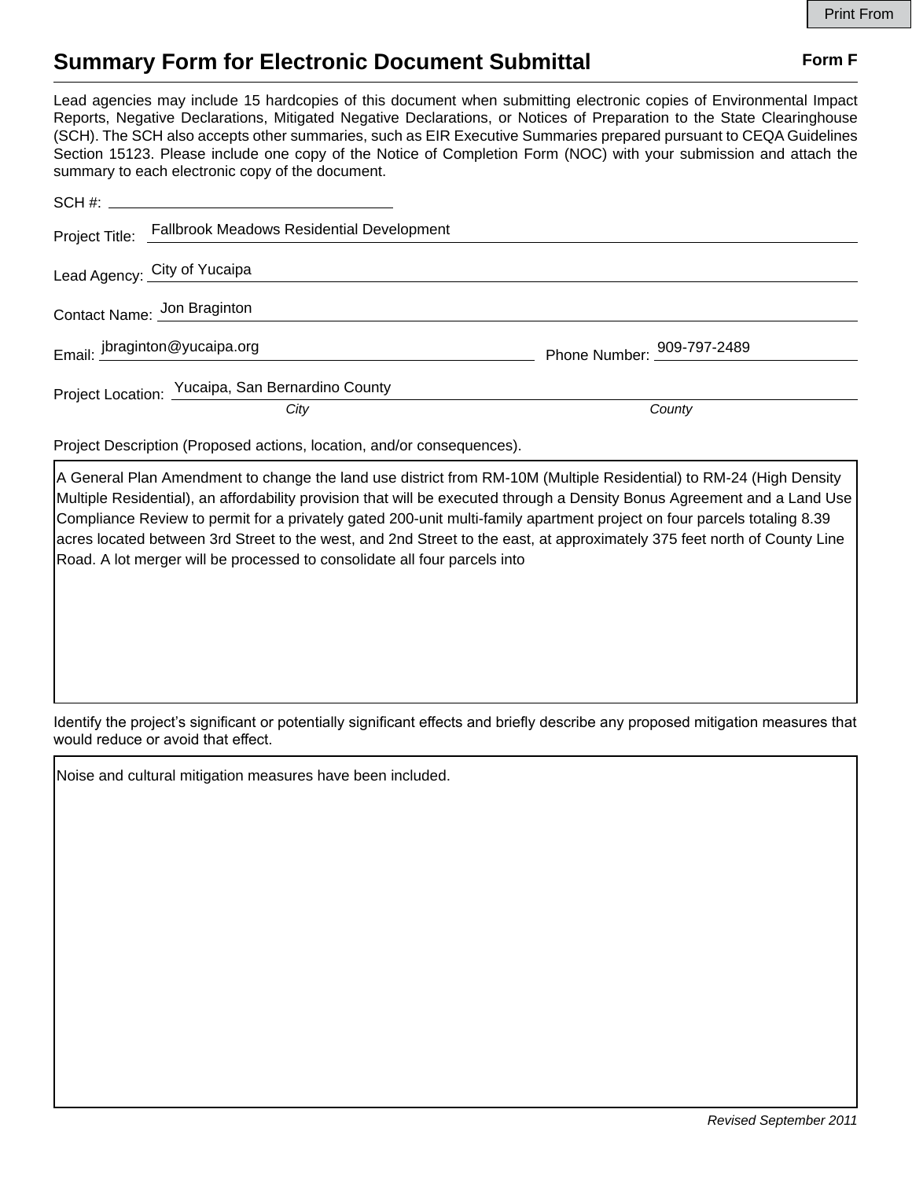# Summary Form for Electronic Document Submittal

**Form F**

Lead agencies may include 15 hardcopies of this document when submitting electronic copies of Environmental Impact Reports, Negative Declarations, Mitigated Negative Declarations, or Notices of Preparation to the State Clearinghouse (SCH). The SCH also accepts other summaries, such as EIR Executive Summaries prepared pursuant to CEQA Guidelines Section 15123. Please include one copy of the Notice of Completion Form (NOC) with your submission and attach the summary to each electronic copy of the document.

SCH #: 

Project Title: Fallbrook Meadows Residential Development

Lead Agency: City of Yucaipa

Contact Name: Jon Braginton

Email: jbraginton@yucaipa.org Phone Number: 909-797-2489

Project Location: Yucaipa, San Bernardino County

*City* *County*

Project Description (Proposed actions, location, and/or consequences).

A General Plan Amendment to change the land use district from RM-10M (Multiple Residential) to RM-24 (High Density Multiple Residential), an affordability provision that will be executed through a Density Bonus Agreement and a Land Use Compliance Review to permit for a privately gated 200-unit multi-family apartment project on four parcels totaling 8.39 acres located between 3rd Street to the west, and 2nd Street to the east, at approximately 375 feet north of County Line Road. A lot merger will be processed to consolidate all four parcels into

Identify the project's significant or potentially significant effects and briefly describe any proposed mitigation measures that would reduce or avoid that effect.

Noise and cultural mitigation measures have been included.

*Revised September 2011*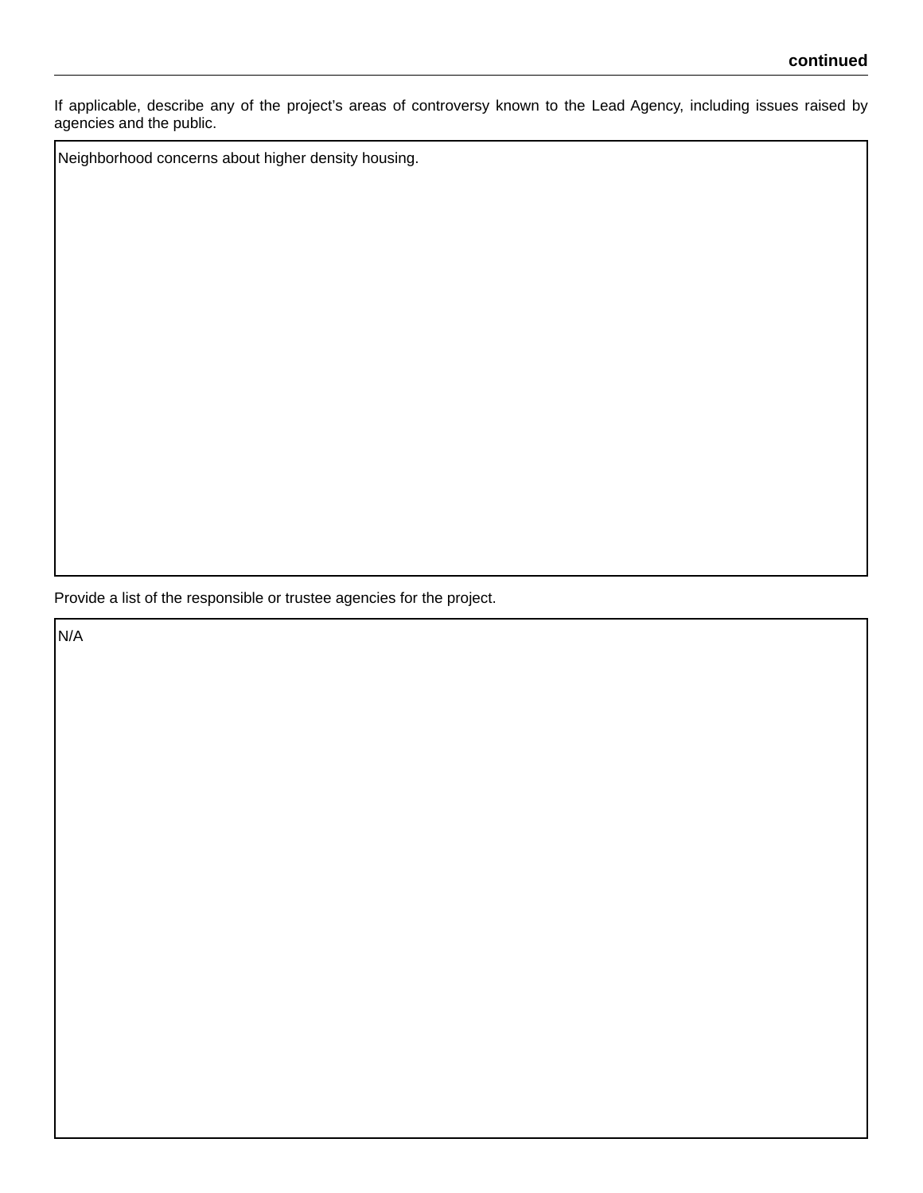**continued**

If applicable, describe any of the project's areas of controversy known to the Lead Agency, including issues raised by agencies and the public.

Neighborhood concerns about higher density housing.

Provide a list of the responsible or trustee agencies for the project.

N/A